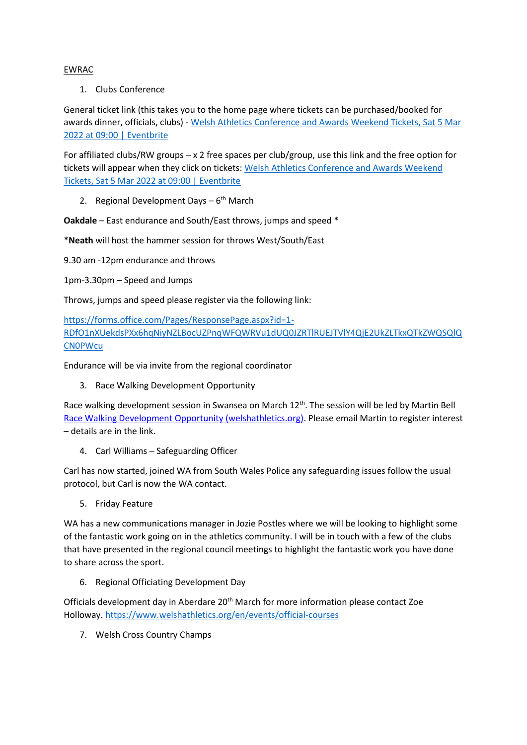EWRAC

1. Clubs Conference

General ticket link (this takes you to the home page where tickets can be purchased/booked for awards dinner, officials, clubs) - [Welsh Athletics Conference and Awards Weekend Tickets, Sat 5 Mar 2022 at 09:00 | Eventbrite]()

For affiliated clubs/RW groups – x 2 free spaces per club/group, use this link and the free option for tickets will appear when they click on tickets: [Welsh Athletics Conference and Awards Weekend Tickets, Sat 5 Mar 2022 at 09:00 | Eventbrite]()

2. Regional Development Days – 6th March

**Oakdale** – East endurance and South/East throws, jumps and speed *

*​**Neath** will host the hammer session for throws West/South/East

9.30 am -12pm endurance and throws

1pm-3.30pm – Speed and Jumps

Throws, jumps and speed please register via the following link:

https://forms.office.com/Pages/ResponsePage.aspx?id=1-RDfO1nXUekdsPXx6hqNiyNZLBocUZPnqWFQWRVu1dUQ0JZRTlRUEJTVlY4QjE2UkZLTkxQTkZWQSQlQCN0PWcu

Endurance will be via invite from the regional coordinator

3. Race Walking Development Opportunity

Race walking development session in Swansea on March 12th. The session will be led by Martin Bell [Race Walking Development Opportunity (welshathletics.org)](). Please email Martin to register interest – details are in the link.

4. Carl Williams – Safeguarding Officer

Carl has now started, joined WA from South Wales Police any safeguarding issues follow the usual protocol, but Carl is now the WA contact.

5. Friday Feature

WA has a new communications manager in Jozie Postles where we will be looking to highlight some of the fantastic work going on in the athletics community. I will be in touch with a few of the clubs that have presented in the regional council meetings to highlight the fantastic work you have done to share across the sport.

6. Regional Officiating Development Day

Officials development day in Aberdare 20th March for more information please contact Zoe Holloway. https://www.welshathletics.org/en/events/official-courses

7. Welsh Cross Country Champs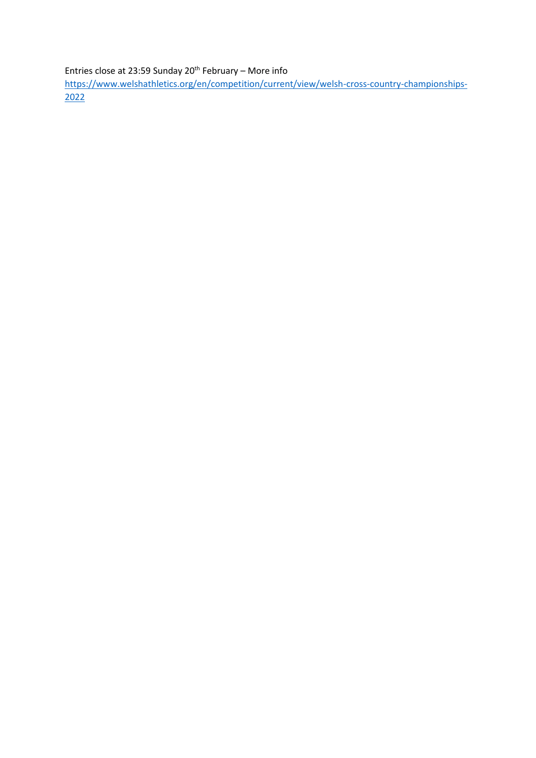Entries close at 23:59 Sunday 20th February – More info
https://www.welshathletics.org/en/competition/current/view/welsh-cross-country-championships-2022